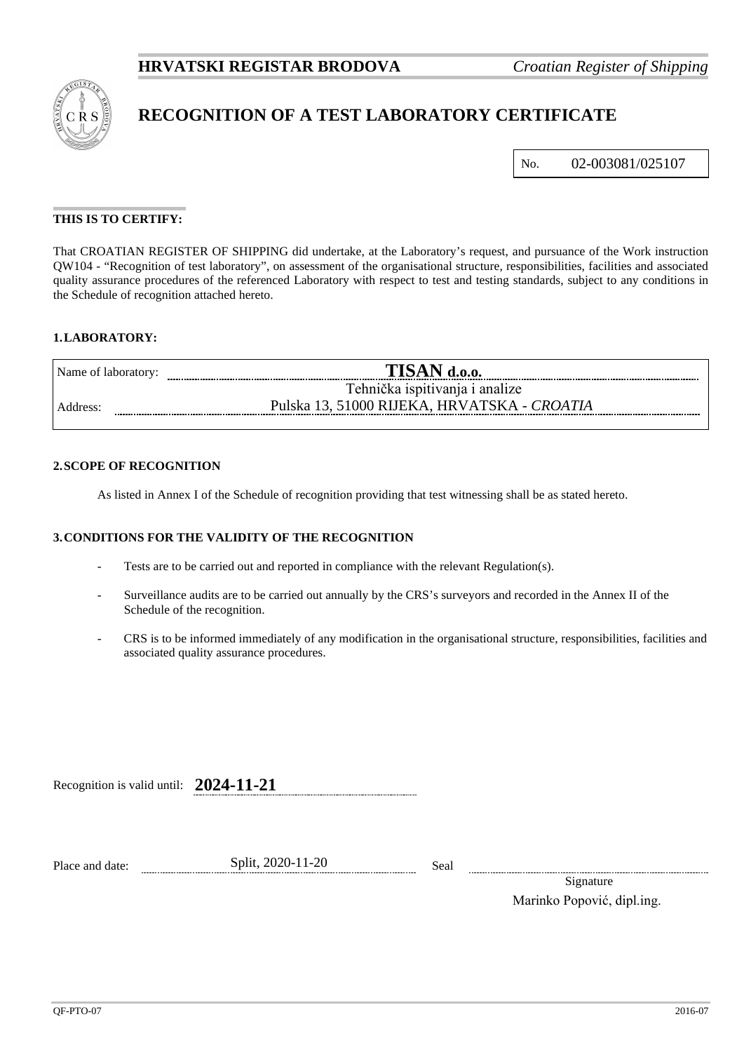**HRVATSKI REGISTAR BRODOVA** *Croatian Register of Shipping*

# RECOGNITION OF A TEST LABORATORY CERTIFICATE

No. 02-003081/025107

**THIS IS TO CERTIFY:**

That CROATIAN REGISTER OF SHIPPING did undertake, at the Laboratory's request, and pursuance of the Work instruction QW104 - "Recognition of test laboratory", on assessment of the organisational structure, responsibilities, facilities and associated quality assurance procedures of the referenced Laboratory with respect to test and testing standards, subject to any conditions in the Schedule of recognition attached hereto.

## 1. LABORATORY:

Name of laboratory: **TISAN d.o.o.**

Tehnička ispitivanja i analize

Address: Pulska 13, 51000 RIJEKA, HRVATSKA - *CROATIA*

## 2. SCOPE OF RECOGNITION

As listed in Annex I of the Schedule of recognition providing that test witnessing shall be as stated hereto.

## 3. CONDITIONS FOR THE VALIDITY OF THE RECOGNITION

- Tests are to be carried out and reported in compliance with the relevant Regulation(s).
- Surveillance audits are to be carried out annually by the CRS's surveyors and recorded in the Annex II of the Schedule of the recognition.
- CRS is to be informed immediately of any modification in the organisational structure, responsibilities, facilities and associated quality assurance procedures.

Recognition is valid until: **2024-11-21**

Place and date: Split, 2020-11-20

Seal

Signature

Marinko Popović, dipl.ing.

QF-PTO-07 2016-07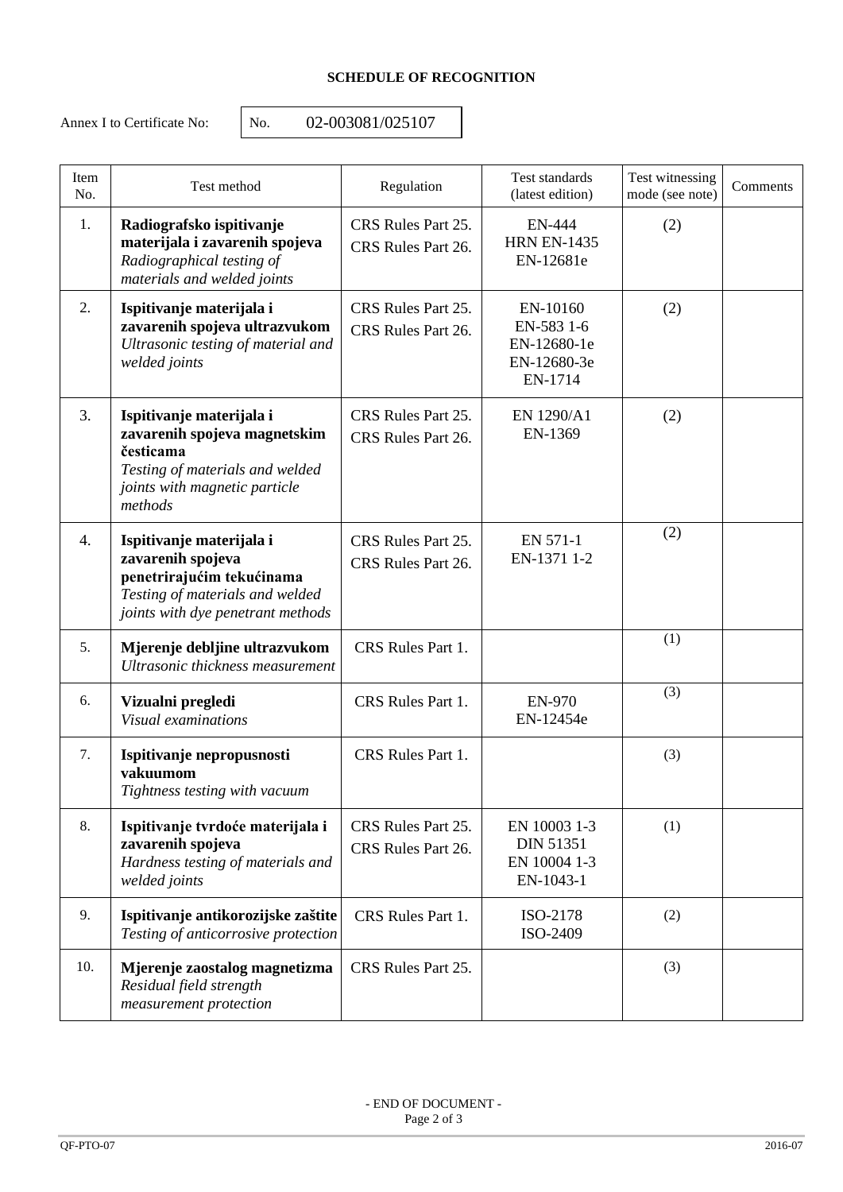**SCHEDULE OF RECOGNITION**

Annex I to Certificate No: No. 02-003081/025107

| Item No. | Test method | Regulation | Test standards (latest edition) | Test witnessing mode (see note) | Comments |
|---|---|---|---|---|---|
| 1. | **Radiografsko ispitivanje materijala i zavarenih spojeva** *Radiographical testing of materials and welded joints* | CRS Rules Part 25. CRS Rules Part 26. | EN-444 HRN EN-1435 EN-12681e | (2) | |
| 2. | **Ispitivanje materijala i zavarenih spojeva ultrazvukom** *Ultrasonic testing of material and welded joints* | CRS Rules Part 25. CRS Rules Part 26. | EN-10160 EN-583 1-6 EN-12680-1e EN-12680-3e EN-1714 | (2) | |
| 3. | **Ispitivanje materijala i zavarenih spojeva magnetskim česticama** *Testing of materials and welded joints with magnetic particle methods* | CRS Rules Part 25. CRS Rules Part 26. | EN 1290/A1 EN-1369 | (2) | |
| 4. | **Ispitivanje materijala i zavarenih spojeva penetrirajućim tekućinama** *Testing of materials and welded joints with dye penetrant methods* | CRS Rules Part 25. CRS Rules Part 26. | EN 571-1 EN-1371 1-2 | (2) | |
| 5. | **Mjerenje debljine ultrazvukom** *Ultrasonic thickness measurement* | CRS Rules Part 1. | | (1) | |
| 6. | **Vizualni pregledi** *Visual examinations* | CRS Rules Part 1. | EN-970 EN-12454e | (3) | |
| 7. | **Ispitivanje nepropusnosti vakuumom** *Tightness testing with vacuum* | CRS Rules Part 1. | | (3) | |
| 8. | **Ispitivanje tvrdoće materijala i zavarenih spojeva** *Hardness testing of materials and welded joints* | CRS Rules Part 25. CRS Rules Part 26. | EN 10003 1-3 DIN 51351 EN 10004 1-3 EN-1043-1 | (1) | |
| 9. | **Ispitivanje antikorozijske zaštite** *Testing of anticorrosive protection* | CRS Rules Part 1. | ISO-2178 ISO-2409 | (2) | |
| 10. | **Mjerenje zaostalog magnetizma** *Residual field strength measurement protection* | CRS Rules Part 25. | | (3) | |

- END OF DOCUMENT -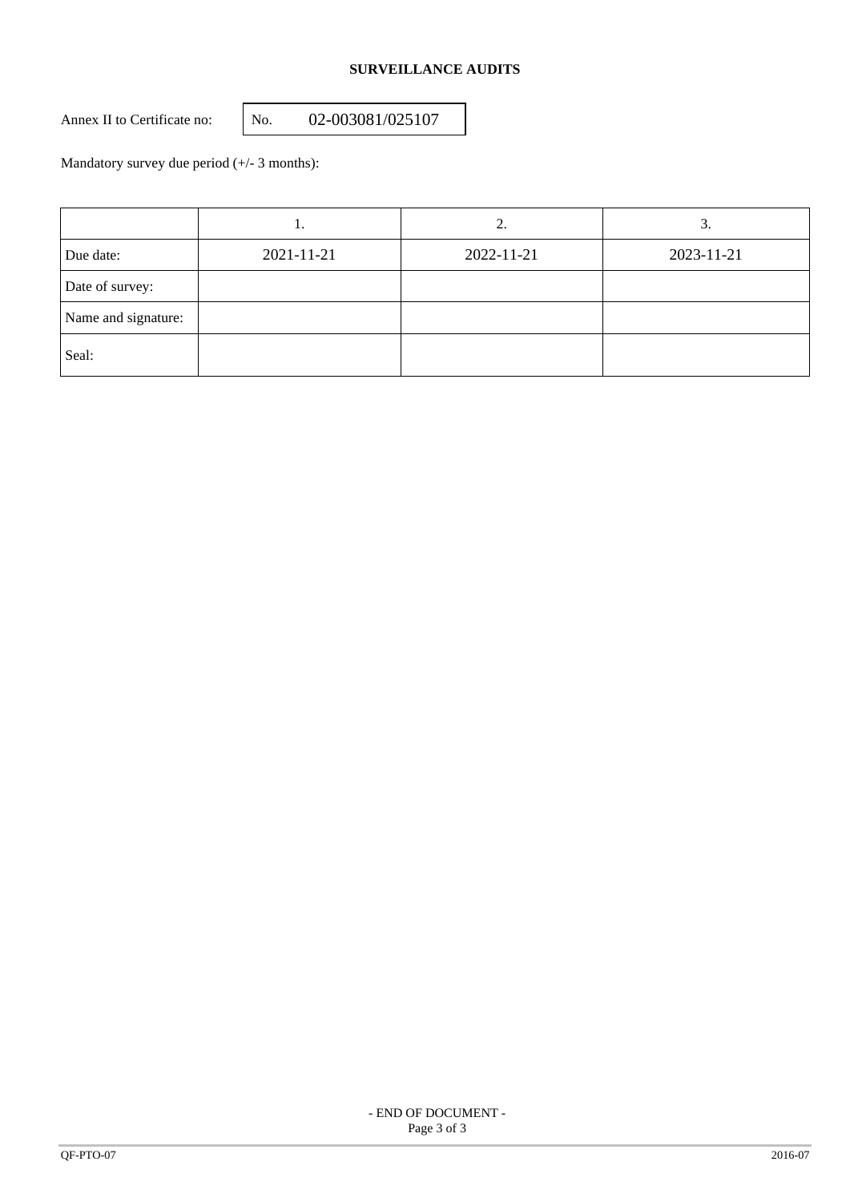**SURVEILLANCE AUDITS**

Annex II to Certificate no: No. 02-003081/025107

Mandatory survey due period (+/- 3 months):

| | 1. | 2. | 3. |
|---|---|---|---|
| Due date: | 2021-11-21 | 2022-11-21 | 2023-11-21 |
| Date of survey: | | | |
| Name and signature: | | | |
| Seal: | | | |

- END OF DOCUMENT -

QF-PTO-07 2016-07